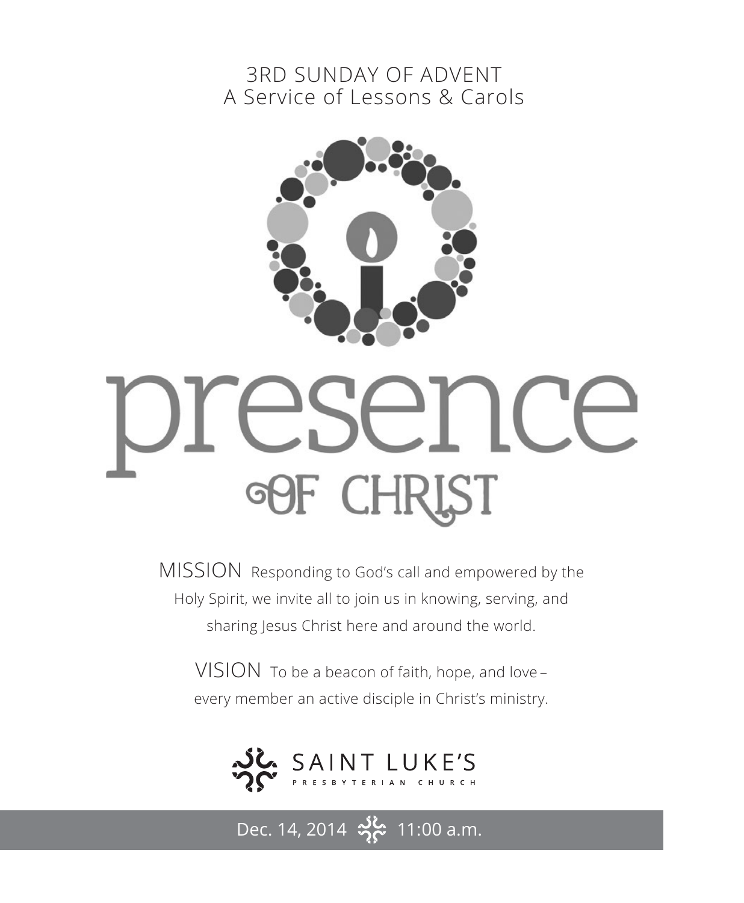3RD SUNDAY OF ADVENT
A Service of Lessons & Carols

# presence
## OF CHRIST

MISSION Responding to God's call and empowered by the Holy Spirit, we invite all to join us in knowing, serving, and sharing Jesus Christ here and around the world.

VISION To be a beacon of faith, hope, and love – every member an active disciple in Christ's ministry.

SAINT LUKE'S
PRESBYTERIAN CHURCH

Dec. 14, 2014 11:00 a.m.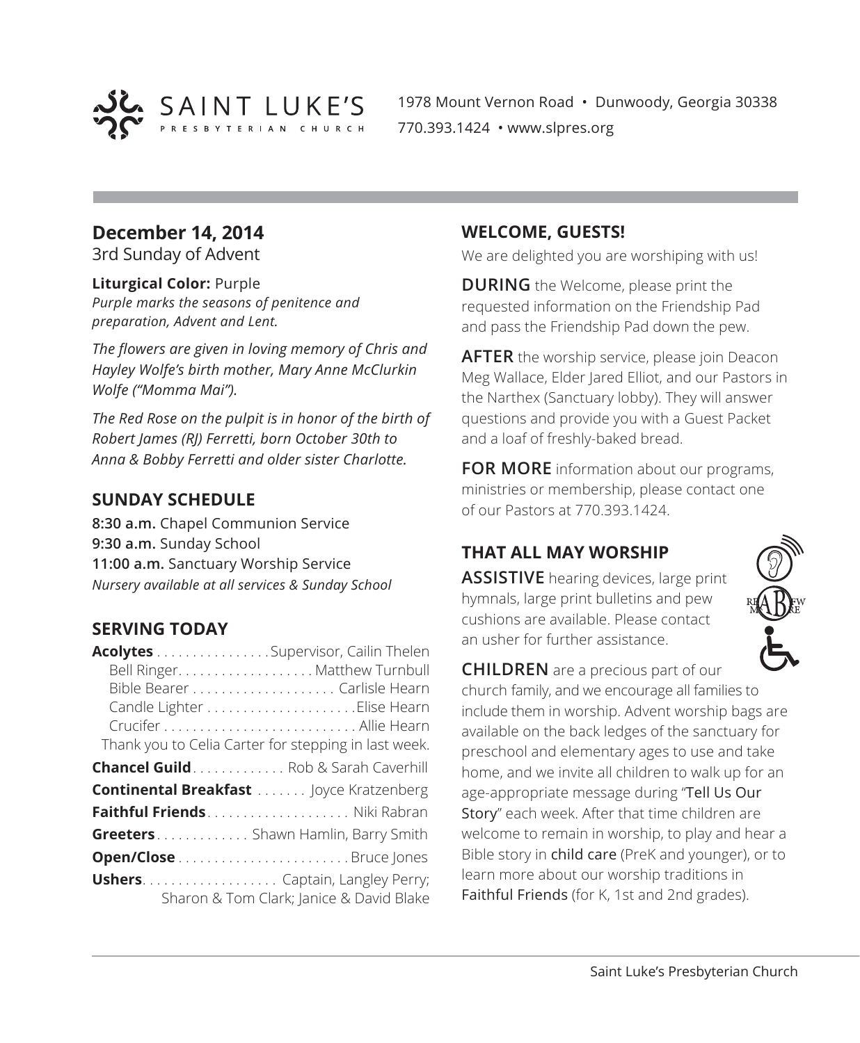SAINT LUKE'S PRESBYTERIAN CHURCH

1978 Mount Vernon Road • Dunwoody, Georgia 30338
770.393.1424 • www.slpres.org

## December 14, 2014

3rd Sunday of Advent

**Liturgical Color:** Purple
*Purple marks the seasons of penitence and preparation, Advent and Lent.*

*The flowers are given in loving memory of Chris and Hayley Wolfe's birth mother, Mary Anne McClurkin Wolfe ("Momma Mai").*

*The Red Rose on the pulpit is in honor of the birth of Robert James (RJ) Ferretti, born October 30th to Anna & Bobby Ferretti and older sister Charlotte.*

### SUNDAY SCHEDULE

**8:30 a.m.** Chapel Communion Service
**9:30 a.m.** Sunday School
**11:00 a.m.** Sanctuary Worship Service
*Nursery available at all services & Sunday School*

### SERVING TODAY

**Acolytes** . . . . . . . . . . . . . . . . Supervisor, Cailin Thelen
Bell Ringer. . . . . . . . . . . . . . . . . . . Matthew Turnbull
Bible Bearer . . . . . . . . . . . . . . . . . . . . Carlisle Hearn
Candle Lighter . . . . . . . . . . . . . . . . . . . . . Elise Hearn
Crucifer . . . . . . . . . . . . . . . . . . . . . . . . . . . Allie Hearn
Thank you to Celia Carter for stepping in last week.

**Chancel Guild**. . . . . . . . . . . . . Rob & Sarah Caverhill

**Continental Breakfast** . . . . . . . Joyce Kratzenberg

**Faithful Friends**. . . . . . . . . . . . . . . . . . . . Niki Rabran

**Greeters**. . . . . . . . . . . . . Shawn Hamlin, Barry Smith

**Open/Close** . . . . . . . . . . . . . . . . . . . . . . . . Bruce Jones

**Ushers**. . . . . . . . . . . . . . . . . . . Captain, Langley Perry; Sharon & Tom Clark; Janice & David Blake

### WELCOME, GUESTS!

We are delighted you are worshiping with us!

**DURING** the Welcome, please print the requested information on the Friendship Pad and pass the Friendship Pad down the pew.

**AFTER** the worship service, please join Deacon Meg Wallace, Elder Jared Elliot, and our Pastors in the Narthex (Sanctuary lobby). They will answer questions and provide you with a Guest Packet and a loaf of freshly-baked bread.

**FOR MORE** information about our programs, ministries or membership, please contact one of our Pastors at 770.393.1424.

### THAT ALL MAY WORSHIP

**ASSISTIVE** hearing devices, large print hymnals, large print bulletins and pew cushions are available. Please contact an usher for further assistance.

**CHILDREN** are a precious part of our church family, and we encourage all families to include them in worship. Advent worship bags are available on the back ledges of the sanctuary for preschool and elementary ages to use and take home, and we invite all children to walk up for an age-appropriate message during "Tell Us Our Story" each week. After that time children are welcome to remain in worship, to play and hear a Bible story in child care (PreK and younger), or to learn more about our worship traditions in Faithful Friends (for K, 1st and 2nd grades).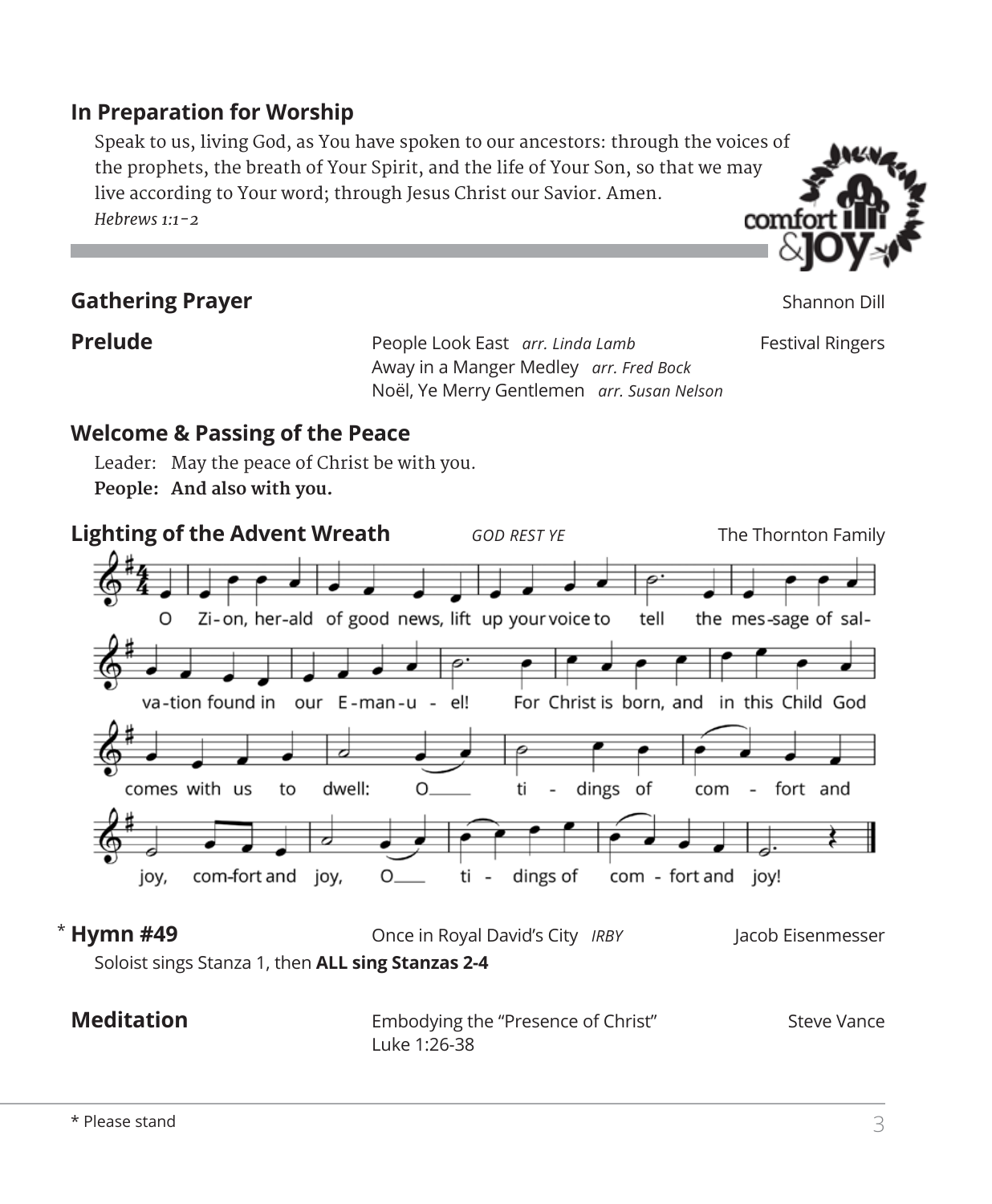## In Preparation for Worship

Speak to us, living God, as You have spoken to our ancestors: through the voices of the prophets, the breath of Your Spirit, and the life of Your Son, so that we may live according to Your word; through Jesus Christ our Savior. Amen.
*Hebrews 1:1-2*

comfort & joy

---

**Gathering Prayer** — Shannon Dill

**Prelude** — Festival Ringers

People Look East *arr. Linda Lamb*
Away in a Manger Medley *arr. Fred Bock*
Noël, Ye Merry Gentlemen *arr. Susan Nelson*

**Welcome & Passing of the Peace**

Leader: May the peace of Christ be with you.
**People: And also with you.**

**Lighting of the Advent Wreath** — *GOD REST YE* — The Thornton Family

O Zi-on, her-ald of good news, lift up your voice to tell the mes-sage of sal-va-tion found in our E-man-u-el! For Christ is born, and in this Child God comes with us to dwell: O ti-dings of com-fort and joy, com-fort and joy, O ti-dings of com-fort and joy!

\* **Hymn #49** — Once in Royal David's City *IRBY* — Jacob Eisenmesser

Soloist sings Stanza 1, then **ALL sing Stanzas 2-4**

**Meditation** — Embodying the "Presence of Christ" — Steve Vance
Luke 1:26-38

\* Please stand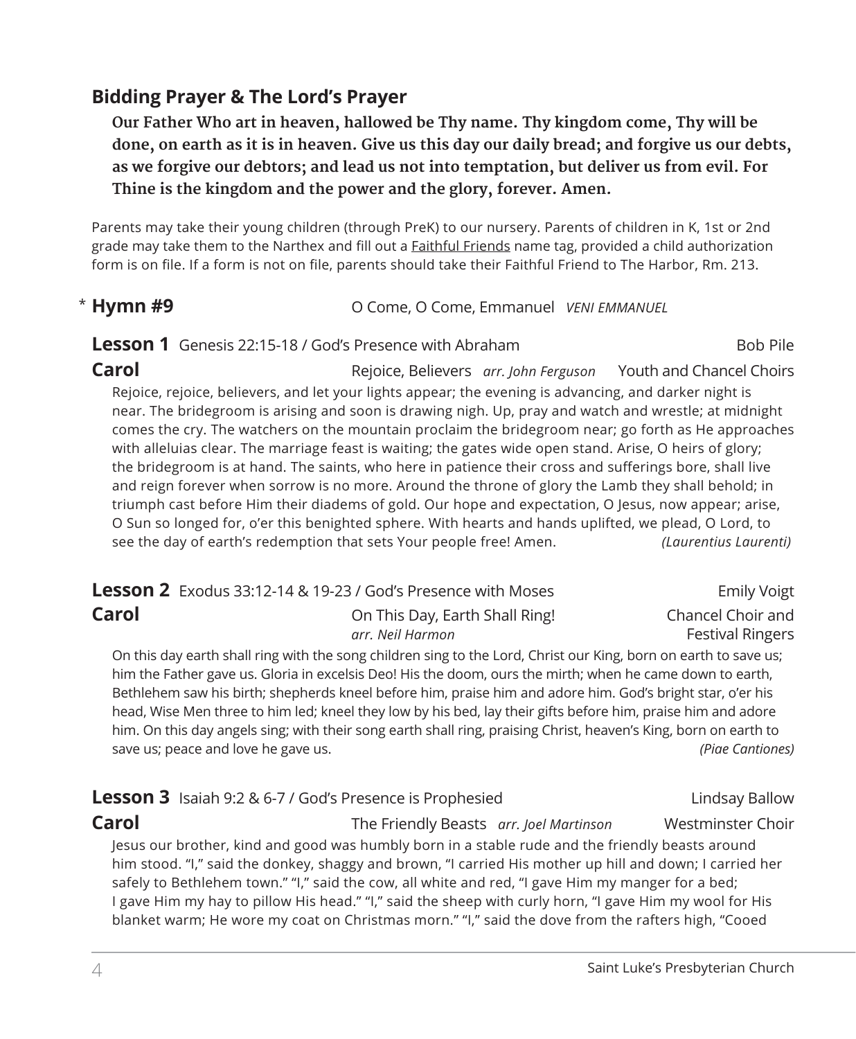## Bidding Prayer & The Lord's Prayer

**Our Father Who art in heaven, hallowed be Thy name. Thy kingdom come, Thy will be done, on earth as it is in heaven. Give us this day our daily bread; and forgive us our debts, as we forgive our debtors; and lead us not into temptation, but deliver us from evil. For Thine is the kingdom and the power and the glory, forever. Amen.**

Parents may take their young children (through PreK) to our nursery. Parents of children in K, 1st or 2nd grade may take them to the Narthex and fill out a Faithful Friends name tag, provided a child authorization form is on file. If a form is not on file, parents should take their Faithful Friend to The Harbor, Rm. 213.

\* **Hymn #9** O Come, O Come, Emmanuel *VENI EMMANUEL*

**Lesson 1** Genesis 22:15-18 / God's Presence with Abraham — Bob Pile

**Carol** Rejoice, Believers *arr. John Ferguson* — Youth and Chancel Choirs

Rejoice, rejoice, believers, and let your lights appear; the evening is advancing, and darker night is near. The bridegroom is arising and soon is drawing nigh. Up, pray and watch and wrestle; at midnight comes the cry. The watchers on the mountain proclaim the bridegroom near; go forth as He approaches with alleluias clear. The marriage feast is waiting; the gates wide open stand. Arise, O heirs of glory; the bridegroom is at hand. The saints, who here in patience their cross and sufferings bore, shall live and reign forever when sorrow is no more. Around the throne of glory the Lamb they shall behold; in triumph cast before Him their diadems of gold. Our hope and expectation, O Jesus, now appear; arise, O Sun so longed for, o'er this benighted sphere. With hearts and hands uplifted, we plead, O Lord, to see the day of earth's redemption that sets Your people free! Amen. *(Laurentius Laurenti)*

**Lesson 2** Exodus 33:12-14 & 19-23 / God's Presence with Moses — Emily Voigt

**Carol** On This Day, Earth Shall Ring! *arr. Neil Harmon* — Chancel Choir and Festival Ringers

On this day earth shall ring with the song children sing to the Lord, Christ our King, born on earth to save us; him the Father gave us. Gloria in excelsis Deo! His the doom, ours the mirth; when he came down to earth, Bethlehem saw his birth; shepherds kneel before him, praise him and adore him. God's bright star, o'er his head, Wise Men three to him led; kneel they low by his bed, lay their gifts before him, praise him and adore him. On this day angels sing; with their song earth shall ring, praising Christ, heaven's King, born on earth to save us; peace and love he gave us. *(Piae Cantiones)*

**Lesson 3** Isaiah 9:2 & 6-7 / God's Presence is Prophesied — Lindsay Ballow

**Carol** The Friendly Beasts *arr. Joel Martinson* — Westminster Choir

Jesus our brother, kind and good was humbly born in a stable rude and the friendly beasts around him stood. "I," said the donkey, shaggy and brown, "I carried His mother up hill and down; I carried her safely to Bethlehem town." "I," said the cow, all white and red, "I gave Him my manger for a bed; I gave Him my hay to pillow His head." "I," said the sheep with curly horn, "I gave Him my wool for His blanket warm; He wore my coat on Christmas morn." "I," said the dove from the rafters high, "Cooed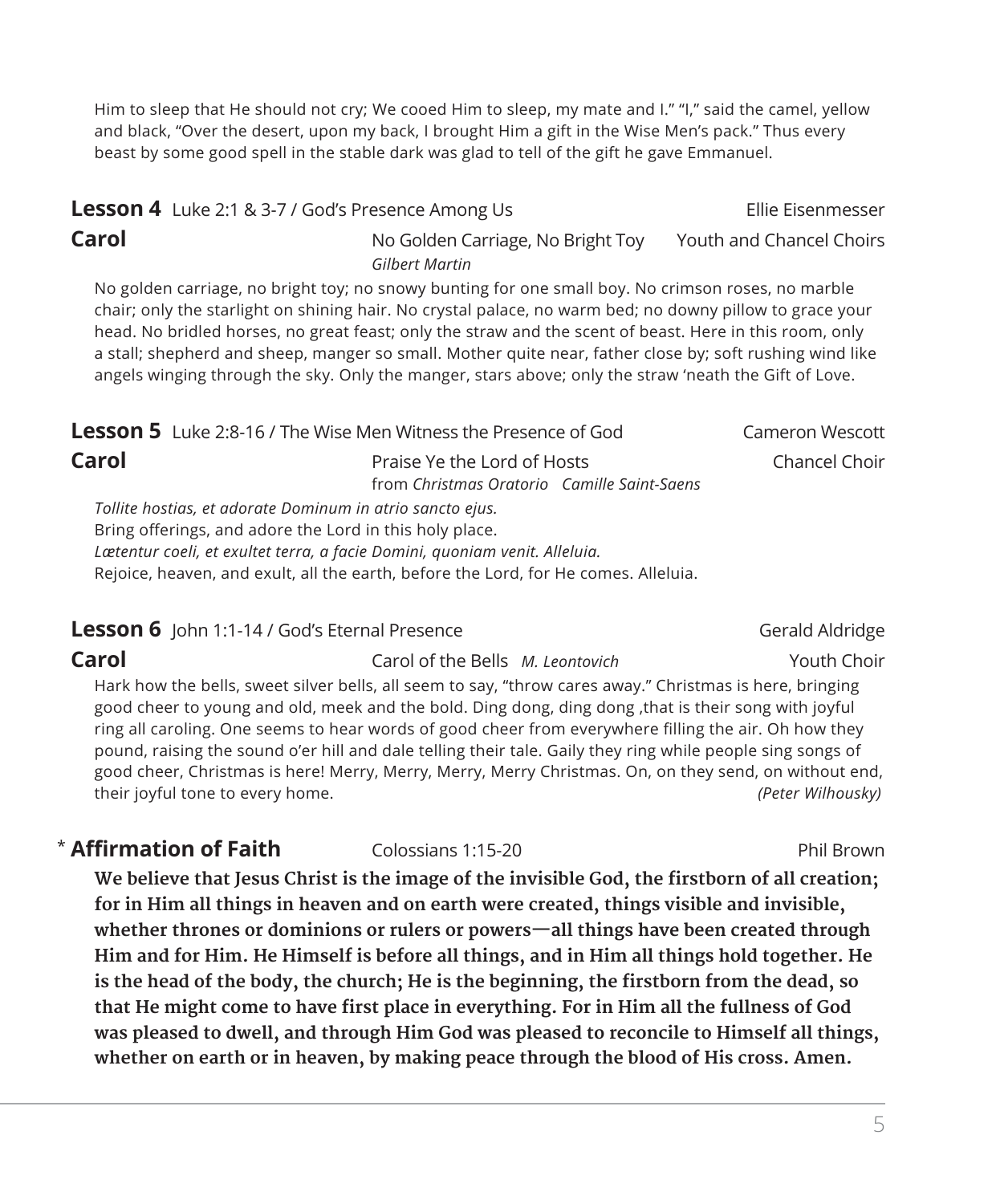Him to sleep that He should not cry; We cooed Him to sleep, my mate and I." "I," said the camel, yellow and black, "Over the desert, upon my back, I brought Him a gift in the Wise Men's pack." Thus every beast by some good spell in the stable dark was glad to tell of the gift he gave Emmanuel.

**Lesson 4** Luke 2:1 & 3-7 / God's Presence Among Us — Ellie Eisenmesser

**Carol** — No Golden Carriage, No Bright Toy — Youth and Chancel Choirs
*Gilbert Martin*

No golden carriage, no bright toy; no snowy bunting for one small boy. No crimson roses, no marble chair; only the starlight on shining hair. No crystal palace, no warm bed; no downy pillow to grace your head. No bridled horses, no great feast; only the straw and the scent of beast. Here in this room, only a stall; shepherd and sheep, manger so small. Mother quite near, father close by; soft rushing wind like angels winging through the sky. Only the manger, stars above; only the straw 'neath the Gift of Love.

**Lesson 5** Luke 2:8-16 / The Wise Men Witness the Presence of God — Cameron Wescott

**Carol** — Praise Ye the Lord of Hosts — Chancel Choir
from *Christmas Oratorio Camille Saint-Saens*

*Tollite hostias, et adorate Dominum in atrio sancto ejus.*
Bring offerings, and adore the Lord in this holy place.
*Lætentur coeli, et exultet terra, a facie Domini, quoniam venit. Alleluia.*
Rejoice, heaven, and exult, all the earth, before the Lord, for He comes. Alleluia.

**Lesson 6** John 1:1-14 / God's Eternal Presence — Gerald Aldridge

**Carol** — Carol of the Bells *M. Leontovich* — Youth Choir

Hark how the bells, sweet silver bells, all seem to say, "throw cares away." Christmas is here, bringing good cheer to young and old, meek and the bold. Ding dong, ding dong ,that is their song with joyful ring all caroling. One seems to hear words of good cheer from everywhere filling the air. Oh how they pound, raising the sound o'er hill and dale telling their tale. Gaily they ring while people sing songs of good cheer, Christmas is here! Merry, Merry, Merry, Merry Christmas. On, on they send, on without end, their joyful tone to every home. *(Peter Wilhousky)*

\* **Affirmation of Faith** — Colossians 1:15-20 — Phil Brown

**We believe that Jesus Christ is the image of the invisible God, the firstborn of all creation; for in Him all things in heaven and on earth were created, things visible and invisible, whether thrones or dominions or rulers or powers—all things have been created through Him and for Him. He Himself is before all things, and in Him all things hold together. He is the head of the body, the church; He is the beginning, the firstborn from the dead, so that He might come to have first place in everything. For in Him all the fullness of God was pleased to dwell, and through Him God was pleased to reconcile to Himself all things, whether on earth or in heaven, by making peace through the blood of His cross. Amen.**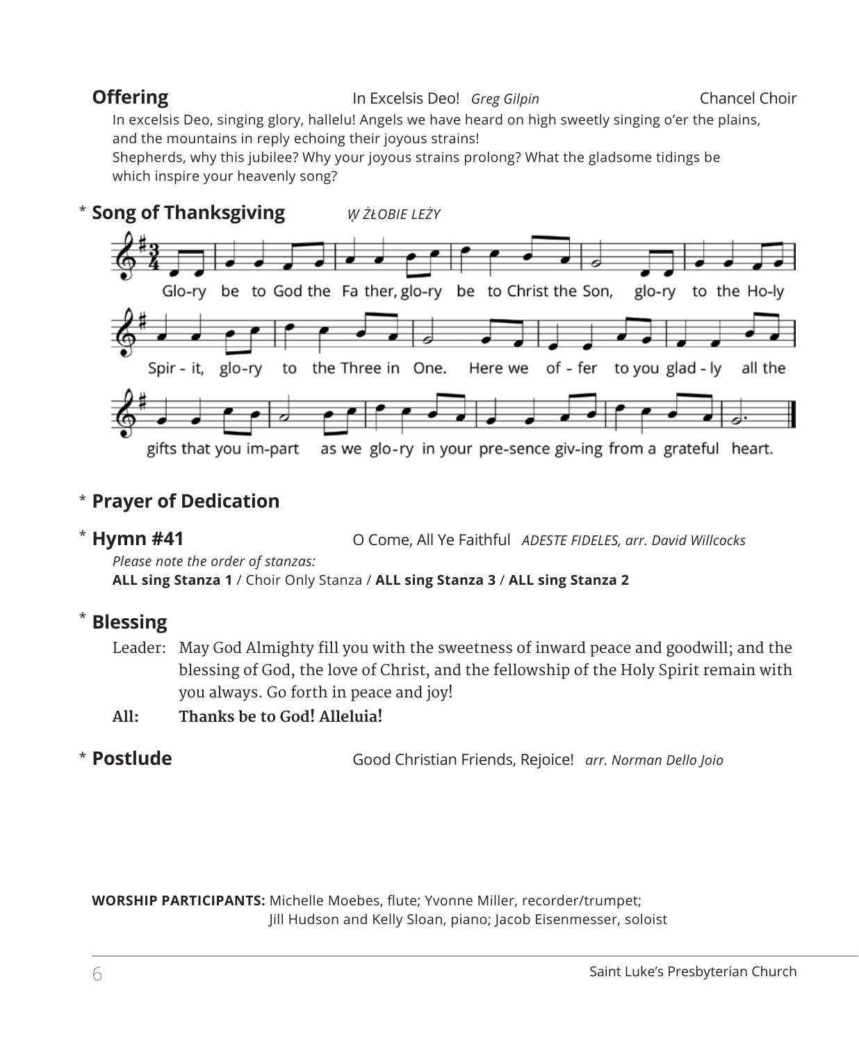**Offering** In Excelsis Deo! *Greg Gilpin* Chancel Choir

In excelsis Deo, singing glory, hallelu! Angels we have heard on high sweetly singing o'er the plains, and the mountains in reply echoing their joyous strains!
Shepherds, why this jubilee? Why your joyous strains prolong? What the gladsome tidings be which inspire your heavenly song?

\* **Song of Thanksgiving** *W ŻŁOBIE LEŻY*

Glo-ry be to God the Fa ther, glo-ry be to Christ the Son, glo-ry to the Ho-ly Spir - it, glo-ry to the Three in One. Here we of - fer to you glad - ly all the gifts that you im-part as we glo-ry in your pre-sence giv-ing from a grateful heart.

\* **Prayer of Dedication**

\* **Hymn #41** O Come, All Ye Faithful *ADESTE FIDELES, arr. David Willcocks*

*Please note the order of stanzas:*
**ALL sing Stanza 1** / Choir Only Stanza / **ALL sing Stanza 3** / **ALL sing Stanza 2**

\* **Blessing**

Leader: May God Almighty fill you with the sweetness of inward peace and goodwill; and the blessing of God, the love of Christ, and the fellowship of the Holy Spirit remain with you always. Go forth in peace and joy!

**All: Thanks be to God! Alleluia!**

\* **Postlude** Good Christian Friends, Rejoice! *arr. Norman Dello Joio*

**WORSHIP PARTICIPANTS:** Michelle Moebes, flute; Yvonne Miller, recorder/trumpet; Jill Hudson and Kelly Sloan, piano; Jacob Eisenmesser, soloist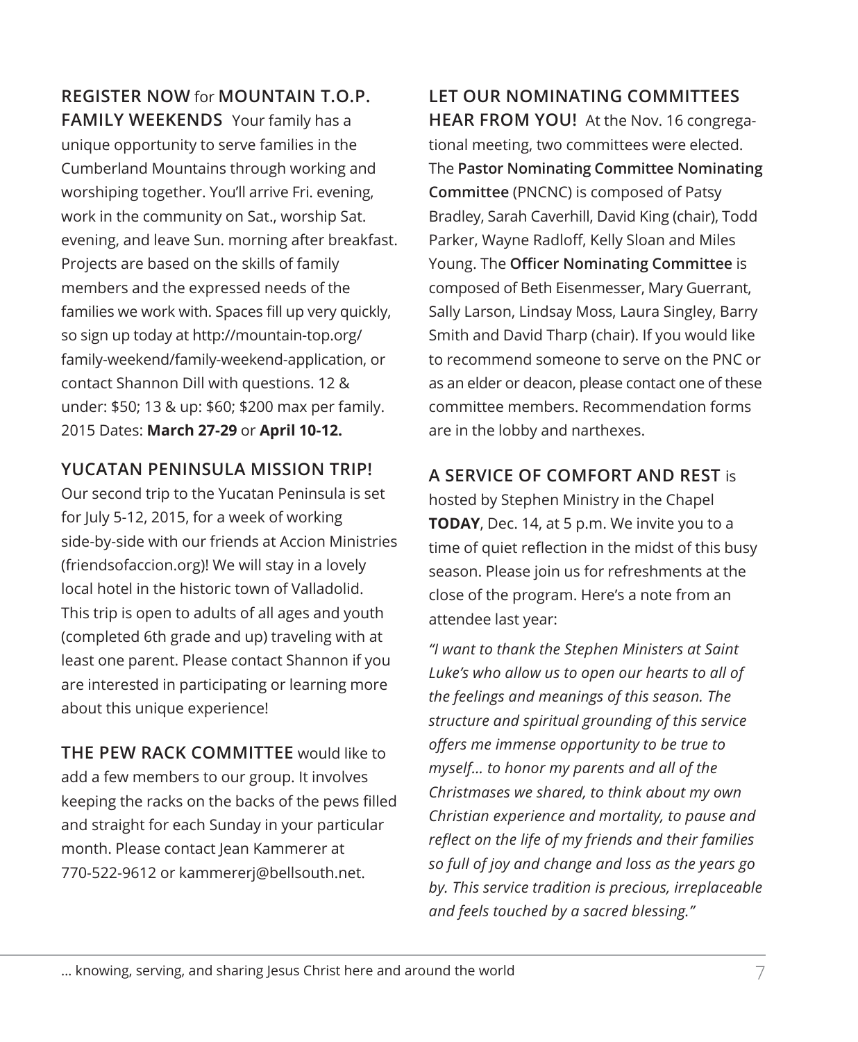**REGISTER NOW** for **MOUNTAIN T.O.P. FAMILY WEEKENDS** Your family has a unique opportunity to serve families in the Cumberland Mountains through working and worshiping together. You'll arrive Fri. evening, work in the community on Sat., worship Sat. evening, and leave Sun. morning after breakfast. Projects are based on the skills of family members and the expressed needs of the families we work with. Spaces fill up very quickly, so sign up today at http://mountain-top.org/family-weekend/family-weekend-application, or contact Shannon Dill with questions. 12 & under: $50; 13 & up: $60; $200 max per family. 2015 Dates: **March 27-29** or **April 10-12.**

**YUCATAN PENINSULA MISSION TRIP!** Our second trip to the Yucatan Peninsula is set for July 5-12, 2015, for a week of working side-by-side with our friends at Accion Ministries (friendsofaccion.org)! We will stay in a lovely local hotel in the historic town of Valladolid. This trip is open to adults of all ages and youth (completed 6th grade and up) traveling with at least one parent. Please contact Shannon if you are interested in participating or learning more about this unique experience!

**THE PEW RACK COMMITTEE** would like to add a few members to our group. It involves keeping the racks on the backs of the pews filled and straight for each Sunday in your particular month. Please contact Jean Kammerer at 770-522-9612 or kammererj@bellsouth.net.

**LET OUR NOMINATING COMMITTEES HEAR FROM YOU!** At the Nov. 16 congregational meeting, two committees were elected. The **Pastor Nominating Committee Nominating Committee** (PNCNC) is composed of Patsy Bradley, Sarah Caverhill, David King (chair), Todd Parker, Wayne Radloff, Kelly Sloan and Miles Young. The **Officer Nominating Committee** is composed of Beth Eisenmesser, Mary Guerrant, Sally Larson, Lindsay Moss, Laura Singley, Barry Smith and David Tharp (chair). If you would like to recommend someone to serve on the PNC or as an elder or deacon, please contact one of these committee members. Recommendation forms are in the lobby and narthexes.

**A SERVICE OF COMFORT AND REST** is hosted by Stephen Ministry in the Chapel **TODAY**, Dec. 14, at 5 p.m. We invite you to a time of quiet reflection in the midst of this busy season. Please join us for refreshments at the close of the program. Here's a note from an attendee last year:

*"I want to thank the Stephen Ministers at Saint Luke's who allow us to open our hearts to all of the feelings and meanings of this season. The structure and spiritual grounding of this service offers me immense opportunity to be true to myself… to honor my parents and all of the Christmases we shared, to think about my own Christian experience and mortality, to pause and reflect on the life of my friends and their families so full of joy and change and loss as the years go by. This service tradition is precious, irreplaceable and feels touched by a sacred blessing."*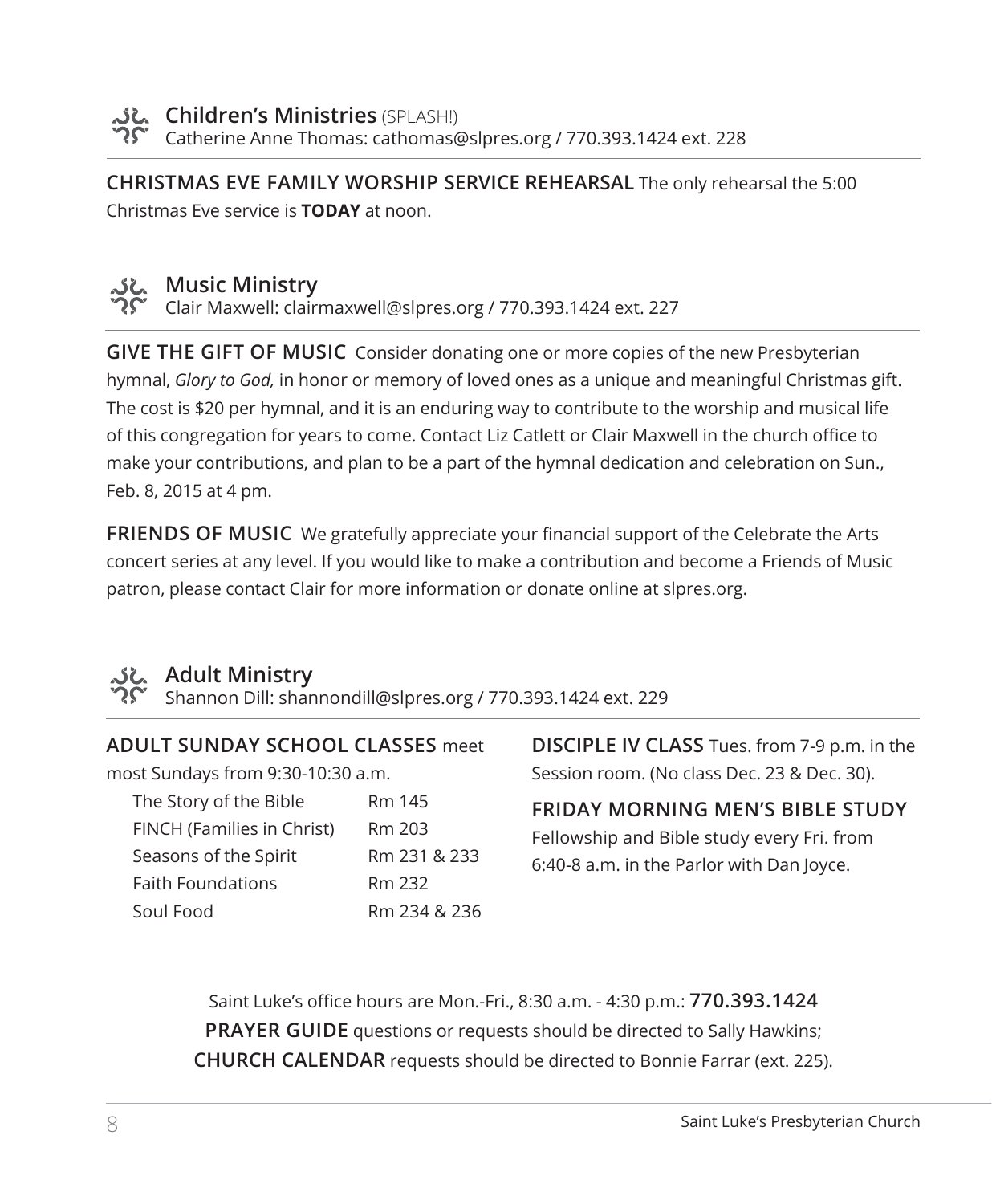## Children's Ministries (SPLASH!)

Catherine Anne Thomas: cathomas@slpres.org / 770.393.1424 ext. 228

**CHRISTMAS EVE FAMILY WORSHIP SERVICE REHEARSAL** The only rehearsal the 5:00 Christmas Eve service is **TODAY** at noon.

## Music Ministry

Clair Maxwell: clairmaxwell@slpres.org / 770.393.1424 ext. 227

**GIVE THE GIFT OF MUSIC** Consider donating one or more copies of the new Presbyterian hymnal, *Glory to God,* in honor or memory of loved ones as a unique and meaningful Christmas gift. The cost is $20 per hymnal, and it is an enduring way to contribute to the worship and musical life of this congregation for years to come. Contact Liz Catlett or Clair Maxwell in the church office to make your contributions, and plan to be a part of the hymnal dedication and celebration on Sun., Feb. 8, 2015 at 4 pm.

**FRIENDS OF MUSIC** We gratefully appreciate your financial support of the Celebrate the Arts concert series at any level. If you would like to make a contribution and become a Friends of Music patron, please contact Clair for more information or donate online at slpres.org.

## Adult Ministry

Shannon Dill: shannondill@slpres.org / 770.393.1424 ext. 229

**ADULT SUNDAY SCHOOL CLASSES** meet most Sundays from 9:30-10:30 a.m.

| Class | Room |
|---|---|
| The Story of the Bible | Rm 145 |
| FINCH (Families in Christ) | Rm 203 |
| Seasons of the Spirit | Rm 231 & 233 |
| Faith Foundations | Rm 232 |
| Soul Food | Rm 234 & 236 |

**DISCIPLE IV CLASS** Tues. from 7-9 p.m. in the Session room. (No class Dec. 23 & Dec. 30).

**FRIDAY MORNING MEN'S BIBLE STUDY**
Fellowship and Bible study every Fri. from 6:40-8 a.m. in the Parlor with Dan Joyce.

Saint Luke's office hours are Mon.-Fri., 8:30 a.m. - 4:30 p.m.: **770.393.1424**
**PRAYER GUIDE** questions or requests should be directed to Sally Hawkins;
**CHURCH CALENDAR** requests should be directed to Bonnie Farrar (ext. 225).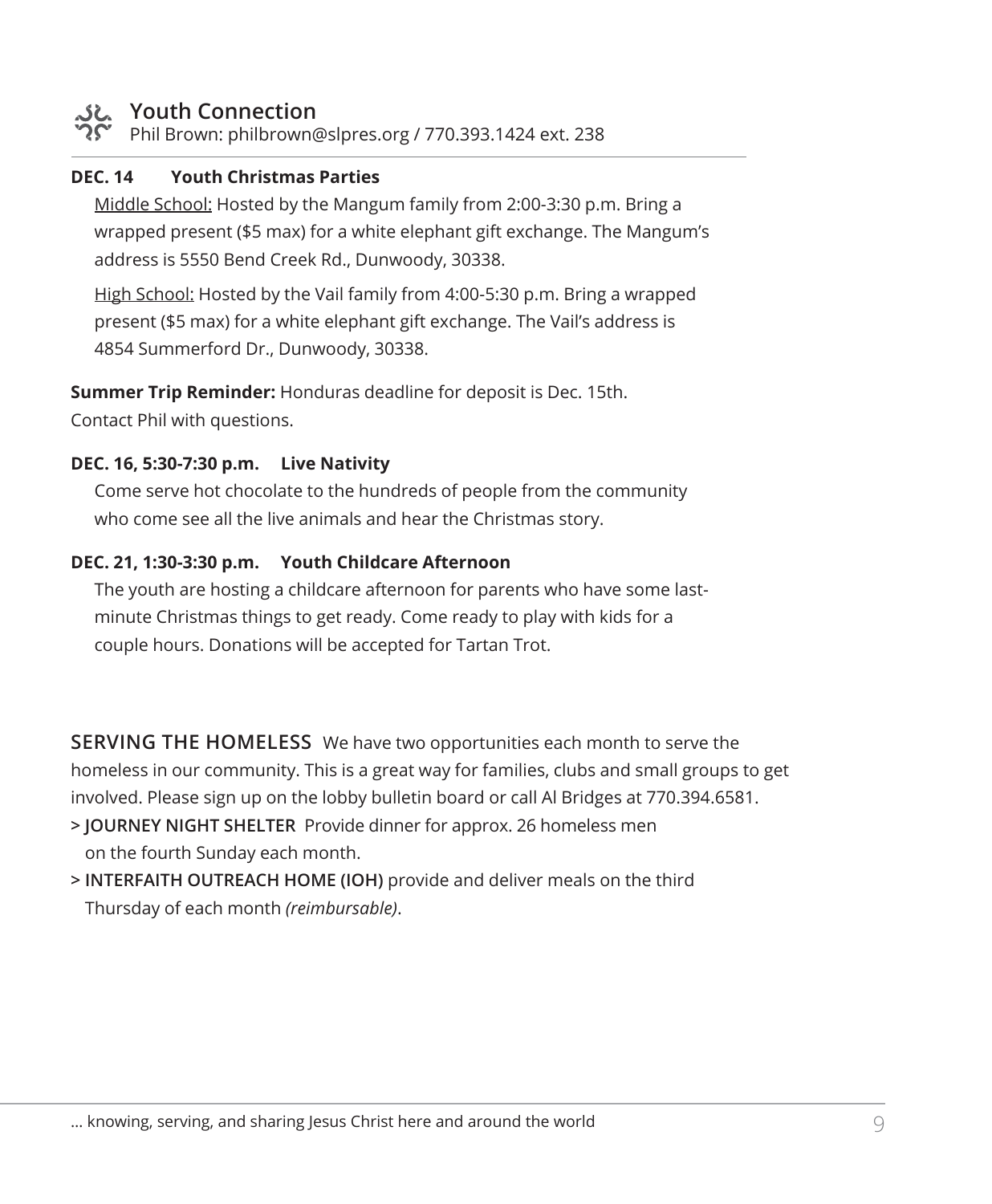## Youth Connection

Phil Brown: philbrown@slpres.org / 770.393.1424 ext. 238

**DEC. 14 Youth Christmas Parties**

Middle School: Hosted by the Mangum family from 2:00-3:30 p.m. Bring a wrapped present ($5 max) for a white elephant gift exchange. The Mangum's address is 5550 Bend Creek Rd., Dunwoody, 30338.

High School: Hosted by the Vail family from 4:00-5:30 p.m. Bring a wrapped present ($5 max) for a white elephant gift exchange. The Vail's address is 4854 Summerford Dr., Dunwoody, 30338.

**Summer Trip Reminder:** Honduras deadline for deposit is Dec. 15th. Contact Phil with questions.

**DEC. 16, 5:30-7:30 p.m. Live Nativity**

Come serve hot chocolate to the hundreds of people from the community who come see all the live animals and hear the Christmas story.

**DEC. 21, 1:30-3:30 p.m. Youth Childcare Afternoon**

The youth are hosting a childcare afternoon for parents who have some last-minute Christmas things to get ready. Come ready to play with kids for a couple hours. Donations will be accepted for Tartan Trot.

**SERVING THE HOMELESS** We have two opportunities each month to serve the homeless in our community. This is a great way for families, clubs and small groups to get involved. Please sign up on the lobby bulletin board or call Al Bridges at 770.394.6581.

> **JOURNEY NIGHT SHELTER** Provide dinner for approx. 26 homeless men on the fourth Sunday each month.

> **INTERFAITH OUTREACH HOME (IOH)** provide and deliver meals on the third Thursday of each month *(reimbursable)*.

... knowing, serving, and sharing Jesus Christ here and around the world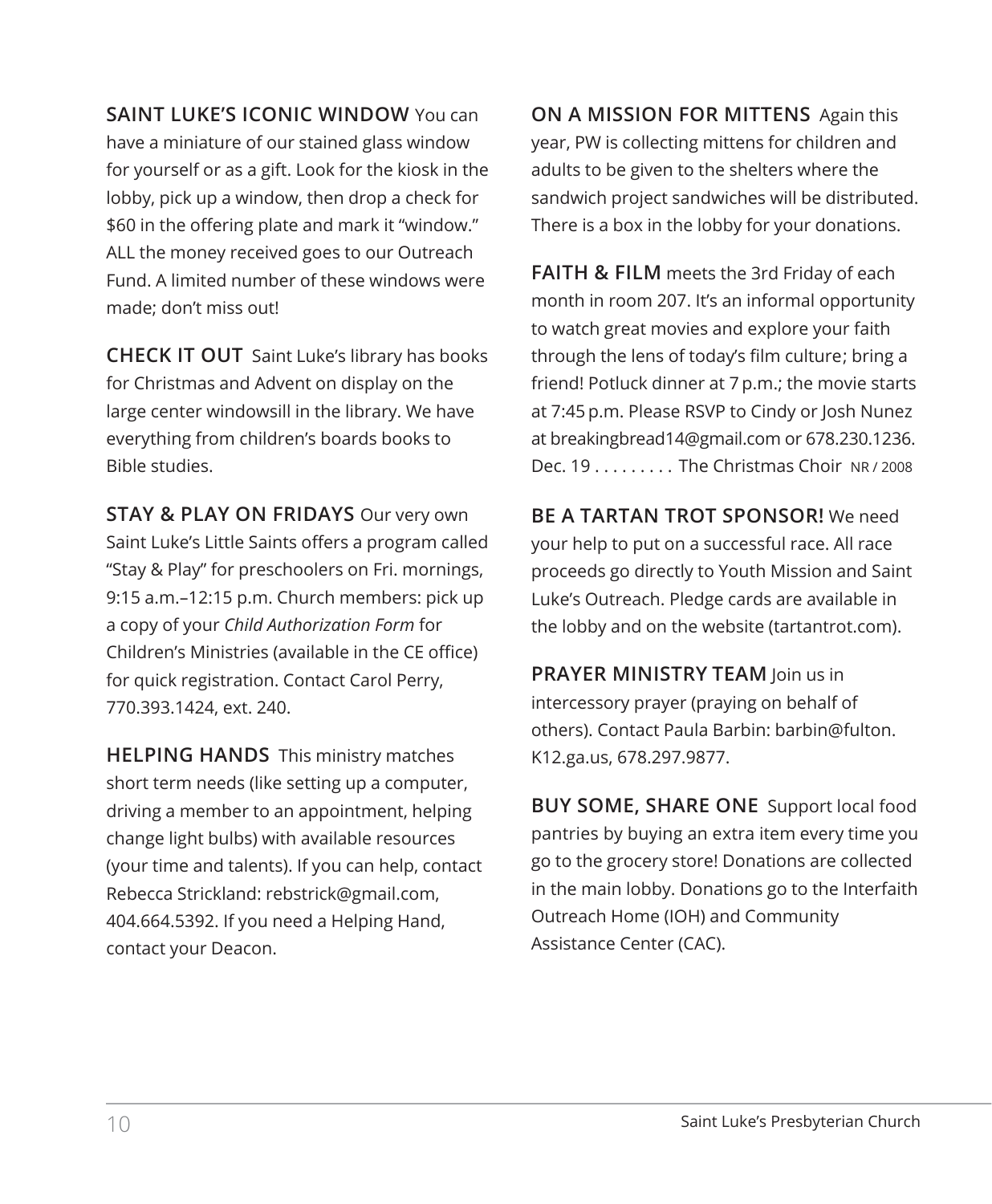**SAINT LUKE'S ICONIC WINDOW** You can have a miniature of our stained glass window for yourself or as a gift. Look for the kiosk in the lobby, pick up a window, then drop a check for $60 in the offering plate and mark it "window." ALL the money received goes to our Outreach Fund. A limited number of these windows were made; don't miss out!

**CHECK IT OUT** Saint Luke's library has books for Christmas and Advent on display on the large center windowsill in the library. We have everything from children's boards books to Bible studies.

**STAY & PLAY ON FRIDAYS** Our very own Saint Luke's Little Saints offers a program called "Stay & Play" for preschoolers on Fri. mornings, 9:15 a.m.–12:15 p.m. Church members: pick up a copy of your *Child Authorization Form* for Children's Ministries (available in the CE office) for quick registration. Contact Carol Perry, 770.393.1424, ext. 240.

**HELPING HANDS** This ministry matches short term needs (like setting up a computer, driving a member to an appointment, helping change light bulbs) with available resources (your time and talents). If you can help, contact Rebecca Strickland: rebstrick@gmail.com, 404.664.5392. If you need a Helping Hand, contact your Deacon.

**ON A MISSION FOR MITTENS** Again this year, PW is collecting mittens for children and adults to be given to the shelters where the sandwich project sandwiches will be distributed. There is a box in the lobby for your donations.

**FAITH & FILM** meets the 3rd Friday of each month in room 207. It's an informal opportunity to watch great movies and explore your faith through the lens of today's film culture; bring a friend! Potluck dinner at 7 p.m.; the movie starts at 7:45 p.m. Please RSVP to Cindy or Josh Nunez at breakingbread14@gmail.com or 678.230.1236.
Dec. 19 . . . . . . . . . The Christmas Choir NR / 2008

**BE A TARTAN TROT SPONSOR!** We need your help to put on a successful race. All race proceeds go directly to Youth Mission and Saint Luke's Outreach. Pledge cards are available in the lobby and on the website (tartantrot.com).

**PRAYER MINISTRY TEAM** Join us in intercessory prayer (praying on behalf of others). Contact Paula Barbin: barbin@fulton.K12.ga.us, 678.297.9877.

**BUY SOME, SHARE ONE** Support local food pantries by buying an extra item every time you go to the grocery store! Donations are collected in the main lobby. Donations go to the Interfaith Outreach Home (IOH) and Community Assistance Center (CAC).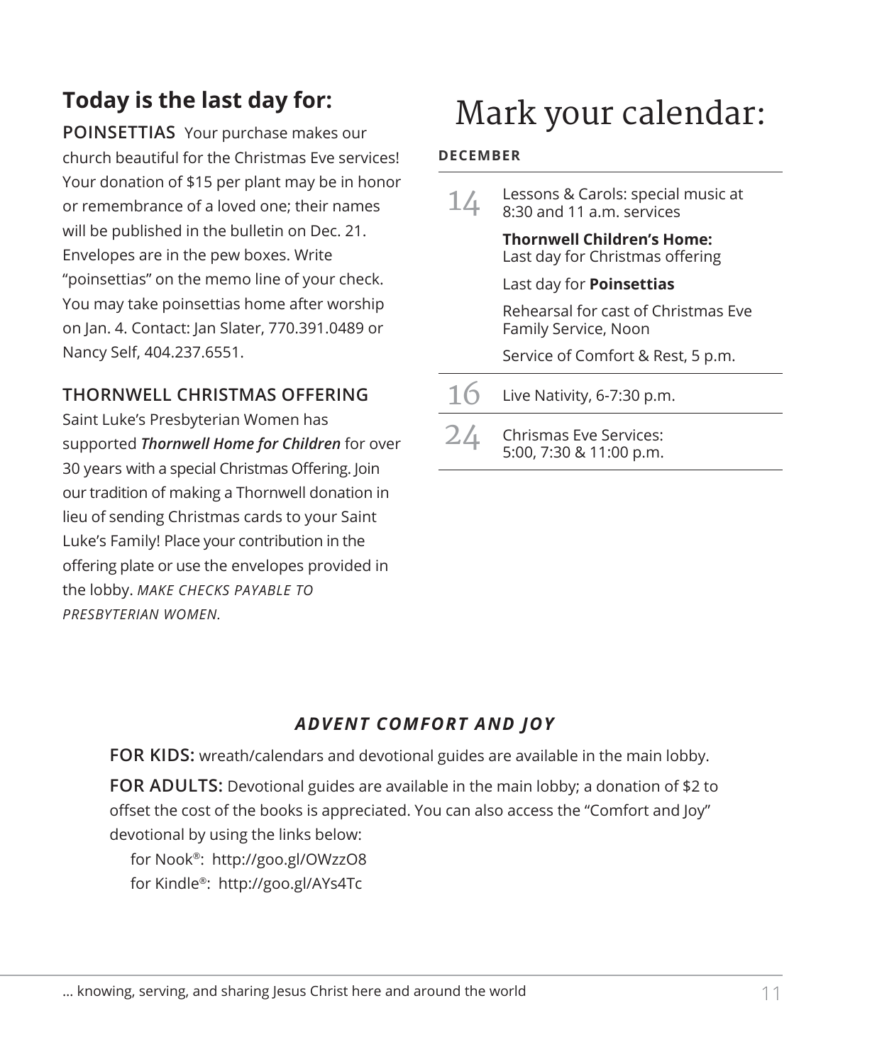## Today is the last day for:

**POINSETTIAS** Your purchase makes our church beautiful for the Christmas Eve services! Your donation of $15 per plant may be in honor or remembrance of a loved one; their names will be published in the bulletin on Dec. 21. Envelopes are in the pew boxes. Write "poinsettias" on the memo line of your check. You may take poinsettias home after worship on Jan. 4. Contact: Jan Slater, 770.391.0489 or Nancy Self, 404.237.6551.

### THORNWELL CHRISTMAS OFFERING

Saint Luke's Presbyterian Women has supported ***Thornwell Home for Children*** for over 30 years with a special Christmas Offering. Join our tradition of making a Thornwell donation in lieu of sending Christmas cards to your Saint Luke's Family! Place your contribution in the offering plate or use the envelopes provided in the lobby. *MAKE CHECKS PAYABLE TO PRESBYTERIAN WOMEN.*

# Mark your calendar:

**DECEMBER**

| | |
|---|---|
| 14 | Lessons & Carols: special music at 8:30 and 11 a.m. services<br>**Thornwell Children's Home:** Last day for Christmas offering<br>Last day for **Poinsettias**<br>Rehearsal for cast of Christmas Eve Family Service, Noon<br>Service of Comfort & Rest, 5 p.m. |
| 16 | Live Nativity, 6-7:30 p.m. |
| 24 | Chrismas Eve Services: 5:00, 7:30 & 11:00 p.m. |

### *ADVENT COMFORT AND JOY*

**FOR KIDS:** wreath/calendars and devotional guides are available in the main lobby.

**FOR ADULTS:** Devotional guides are available in the main lobby; a donation of $2 to offset the cost of the books is appreciated. You can also access the "Comfort and Joy" devotional by using the links below:

for Nook®: http://goo.gl/OWzzO8
for Kindle®: http://goo.gl/AYs4Tc

... knowing, serving, and sharing Jesus Christ here and around the world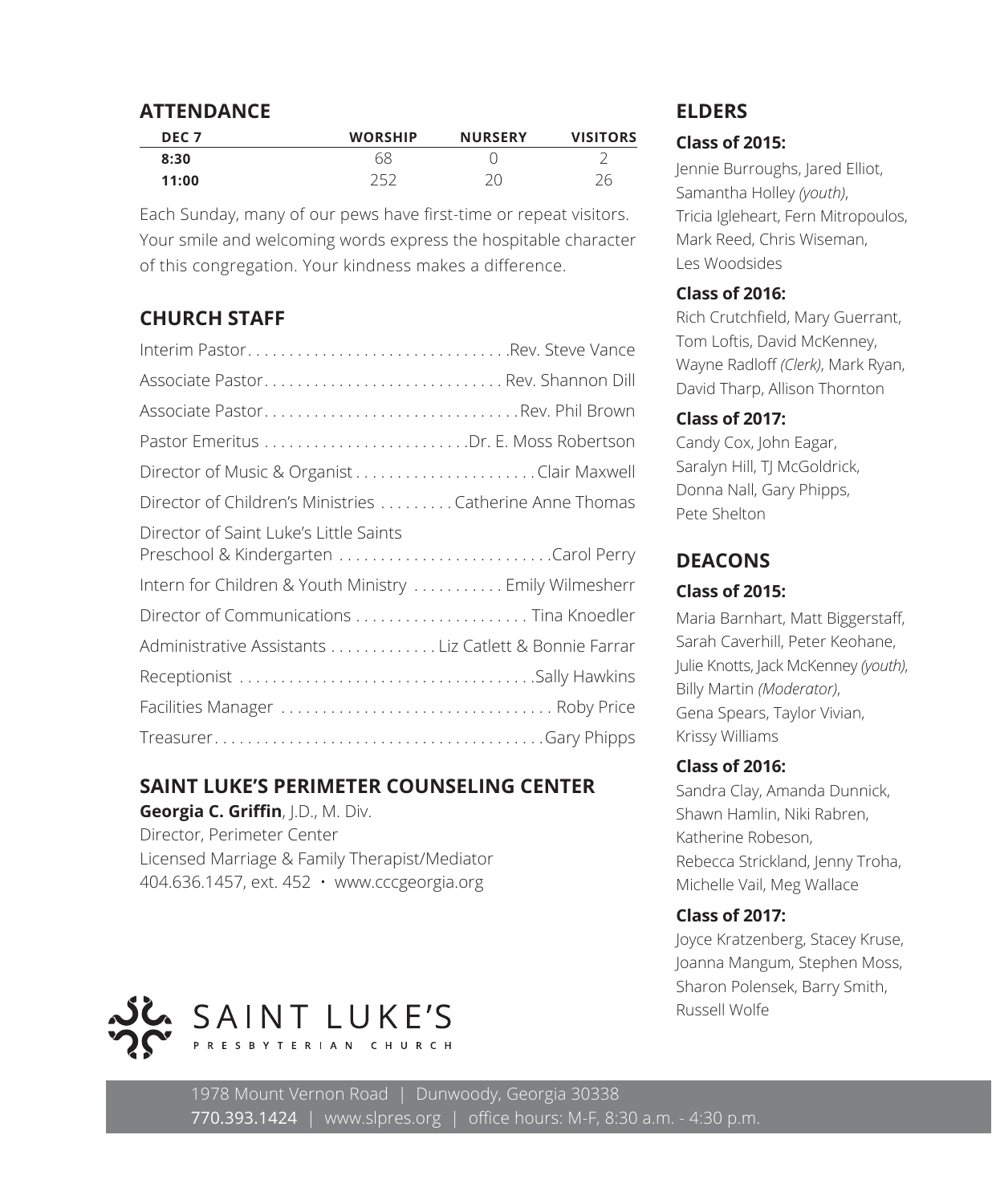## ATTENDANCE

| DEC 7 | WORSHIP | NURSERY | VISITORS |
|---|---|---|---|
| 8:30 | 68 | 0 | 2 |
| 11:00 | 252 | 20 | 26 |

Each Sunday, many of our pews have first-time or repeat visitors. Your smile and welcoming words express the hospitable character of this congregation. Your kindness makes a difference.

## CHURCH STAFF

Interim Pastor. . . . . . . . . . . . . . . . . . . . . . . . . . . . . . .Rev. Steve Vance
Associate Pastor. . . . . . . . . . . . . . . . . . . . . . . . . . . . . Rev. Shannon Dill
Associate Pastor. . . . . . . . . . . . . . . . . . . . . . . . . . . . . . .Rev. Phil Brown
Pastor Emeritus . . . . . . . . . . . . . . . . . . . . . . . . .Dr. E. Moss Robertson
Director of Music & Organist . . . . . . . . . . . . . . . . . . . . . . Clair Maxwell
Director of Children's Ministries . . . . . . . . . Catherine Anne Thomas
Director of Saint Luke's Little Saints Preschool & Kindergarten . . . . . . . . . . . . . . . . . . . . . . . . .Carol Perry
Intern for Children & Youth Ministry . . . . . . . . . . . Emily Wilmesherr
Director of Communications . . . . . . . . . . . . . . . . . . . . . Tina Knoedler
Administrative Assistants . . . . . . . . . . . . . Liz Catlett & Bonnie Farrar
Receptionist . . . . . . . . . . . . . . . . . . . . . . . . . . . . . . . . . . .Sally Hawkins
Facilities Manager . . . . . . . . . . . . . . . . . . . . . . . . . . . . . . . . Roby Price
Treasurer. . . . . . . . . . . . . . . . . . . . . . . . . . . . . . . . . . . . . . .Gary Phipps

## SAINT LUKE'S PERIMETER COUNSELING CENTER

**Georgia C. Griffin**, J.D., M. Div.
Director, Perimeter Center
Licensed Marriage & Family Therapist/Mediator
404.636.1457, ext. 452 • www.cccgeorgia.org

## ELDERS

### Class of 2015:

Jennie Burroughs, Jared Elliot, Samantha Holley *(youth)*, Tricia Igleheart, Fern Mitropoulos, Mark Reed, Chris Wiseman, Les Woodsides

### Class of 2016:

Rich Crutchfield, Mary Guerrant, Tom Loftis, David McKenney, Wayne Radloff *(Clerk)*, Mark Ryan, David Tharp, Allison Thornton

### Class of 2017:

Candy Cox, John Eagar, Saralyn Hill, TJ McGoldrick, Donna Nall, Gary Phipps, Pete Shelton

## DEACONS

### Class of 2015:

Maria Barnhart, Matt Biggerstaff, Sarah Caverhill, Peter Keohane, Julie Knotts, Jack McKenney *(youth)*, Billy Martin *(Moderator)*, Gena Spears, Taylor Vivian, Krissy Williams

### Class of 2016:

Sandra Clay, Amanda Dunnick, Shawn Hamlin, Niki Rabren, Katherine Robeson, Rebecca Strickland, Jenny Troha, Michelle Vail, Meg Wallace

### Class of 2017:

Joyce Kratzenberg, Stacey Kruse, Joanna Mangum, Stephen Moss, Sharon Polensek, Barry Smith, Russell Wolfe

SAINT LUKE'S
PRESBYTERIAN CHURCH

1978 Mount Vernon Road | Dunwoody, Georgia 30338
770.393.1424 | www.slpres.org | office hours: M-F, 8:30 a.m. - 4:30 p.m.